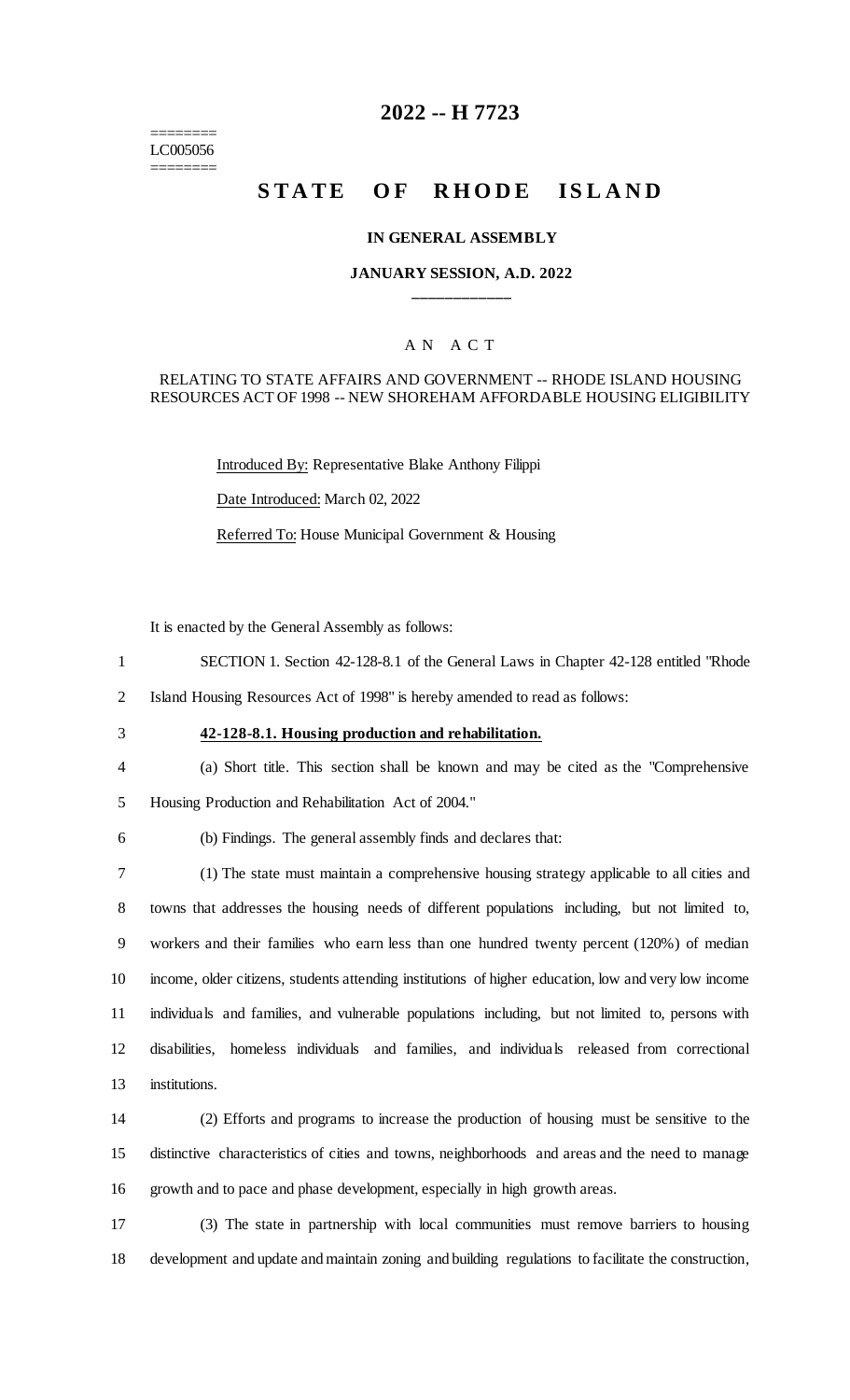========
LC005056
========

# 2022 -- H 7723

## STATE OF RHODE ISLAND

**IN GENERAL ASSEMBLY**

**JANUARY SESSION, A.D. 2022**

____________

A N A C T

RELATING TO STATE AFFAIRS AND GOVERNMENT -- RHODE ISLAND HOUSING RESOURCES ACT OF 1998 -- NEW SHOREHAM AFFORDABLE HOUSING ELIGIBILITY

Introduced By: Representative Blake Anthony Filippi

Date Introduced: March 02, 2022

Referred To: House Municipal Government & Housing

It is enacted by the General Assembly as follows:

1 SECTION 1. Section 42-128-8.1 of the General Laws in Chapter 42-128 entitled "Rhode
2 Island Housing Resources Act of 1998" is hereby amended to read as follows:

3 **42-128-8.1. Housing production and rehabilitation.**

4 (a) Short title. This section shall be known and may be cited as the "Comprehensive
5 Housing Production and Rehabilitation Act of 2004."

6 (b) Findings. The general assembly finds and declares that:

7 (1) The state must maintain a comprehensive housing strategy applicable to all cities and
8 towns that addresses the housing needs of different populations including, but not limited to,
9 workers and their families who earn less than one hundred twenty percent (120%) of median
10 income, older citizens, students attending institutions of higher education, low and very low income
11 individuals and families, and vulnerable populations including, but not limited to, persons with
12 disabilities, homeless individuals and families, and individuals released from correctional
13 institutions.

14 (2) Efforts and programs to increase the production of housing must be sensitive to the
15 distinctive characteristics of cities and towns, neighborhoods and areas and the need to manage
16 growth and to pace and phase development, especially in high growth areas.

17 (3) The state in partnership with local communities must remove barriers to housing
18 development and update and maintain zoning and building regulations to facilitate the construction,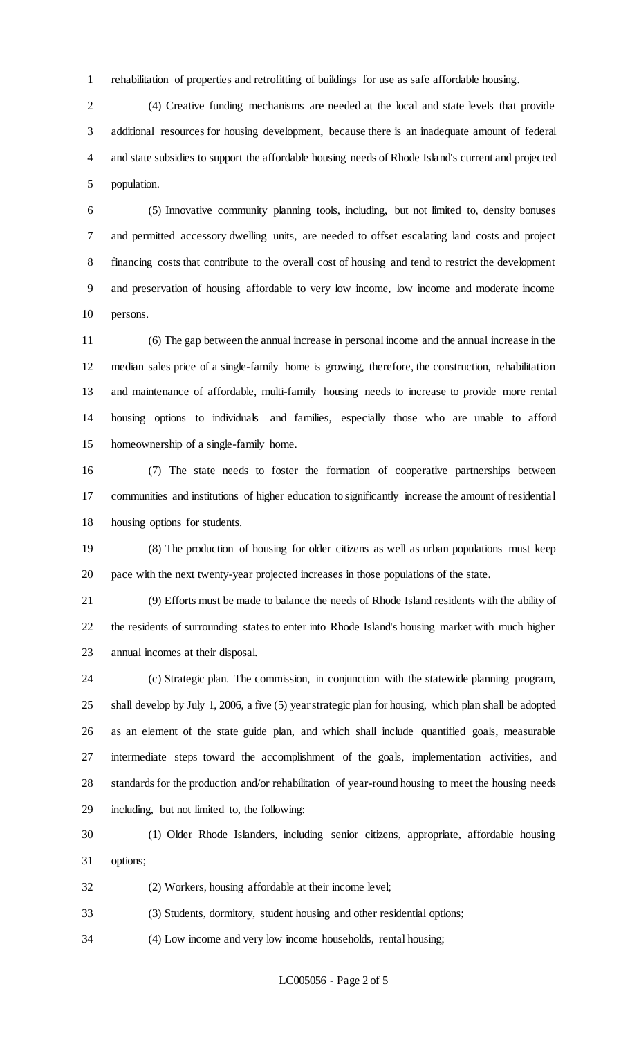rehabilitation of properties and retrofitting of buildings for use as safe affordable housing.

(4) Creative funding mechanisms are needed at the local and state levels that provide additional resources for housing development, because there is an inadequate amount of federal and state subsidies to support the affordable housing needs of Rhode Island's current and projected population.

(5) Innovative community planning tools, including, but not limited to, density bonuses and permitted accessory dwelling units, are needed to offset escalating land costs and project financing costs that contribute to the overall cost of housing and tend to restrict the development and preservation of housing affordable to very low income, low income and moderate income persons.

(6) The gap between the annual increase in personal income and the annual increase in the median sales price of a single-family home is growing, therefore, the construction, rehabilitation and maintenance of affordable, multi-family housing needs to increase to provide more rental housing options to individuals and families, especially those who are unable to afford homeownership of a single-family home.

(7) The state needs to foster the formation of cooperative partnerships between communities and institutions of higher education to significantly increase the amount of residential housing options for students.

(8) The production of housing for older citizens as well as urban populations must keep pace with the next twenty-year projected increases in those populations of the state.

(9) Efforts must be made to balance the needs of Rhode Island residents with the ability of the residents of surrounding states to enter into Rhode Island's housing market with much higher annual incomes at their disposal.

(c) Strategic plan. The commission, in conjunction with the statewide planning program, shall develop by July 1, 2006, a five (5) year strategic plan for housing, which plan shall be adopted as an element of the state guide plan, and which shall include quantified goals, measurable intermediate steps toward the accomplishment of the goals, implementation activities, and standards for the production and/or rehabilitation of year-round housing to meet the housing needs including, but not limited to, the following:

(1) Older Rhode Islanders, including senior citizens, appropriate, affordable housing options;

(2) Workers, housing affordable at their income level;

(3) Students, dormitory, student housing and other residential options;

(4) Low income and very low income households, rental housing;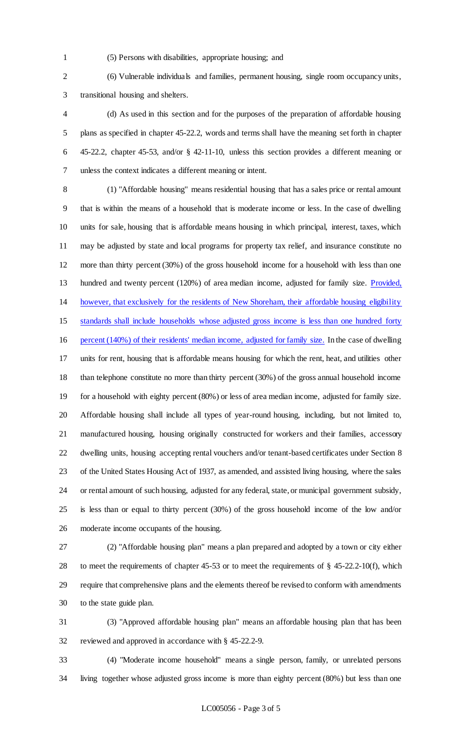(5) Persons with disabilities, appropriate housing; and

(6) Vulnerable individuals and families, permanent housing, single room occupancy units, transitional housing and shelters.

(d) As used in this section and for the purposes of the preparation of affordable housing plans as specified in chapter 45-22.2, words and terms shall have the meaning set forth in chapter 45-22.2, chapter 45-53, and/or § 42-11-10, unless this section provides a different meaning or unless the context indicates a different meaning or intent.

(1) "Affordable housing" means residential housing that has a sales price or rental amount that is within the means of a household that is moderate income or less. In the case of dwelling units for sale, housing that is affordable means housing in which principal, interest, taxes, which may be adjusted by state and local programs for property tax relief, and insurance constitute no more than thirty percent (30%) of the gross household income for a household with less than one hundred and twenty percent (120%) of area median income, adjusted for family size. <u>Provided, however, that exclusively for the residents of New Shoreham, their affordable housing eligibility standards shall include households whose adjusted gross income is less than one hundred forty percent (140%) of their residents' median income, adjusted for family size.</u> In the case of dwelling units for rent, housing that is affordable means housing for which the rent, heat, and utilities other than telephone constitute no more than thirty percent (30%) of the gross annual household income for a household with eighty percent (80%) or less of area median income, adjusted for family size. Affordable housing shall include all types of year-round housing, including, but not limited to, manufactured housing, housing originally constructed for workers and their families, accessory dwelling units, housing accepting rental vouchers and/or tenant-based certificates under Section 8 of the United States Housing Act of 1937, as amended, and assisted living housing, where the sales or rental amount of such housing, adjusted for any federal, state, or municipal government subsidy, is less than or equal to thirty percent (30%) of the gross household income of the low and/or moderate income occupants of the housing.

(2) "Affordable housing plan" means a plan prepared and adopted by a town or city either to meet the requirements of chapter 45-53 or to meet the requirements of § 45-22.2-10(f), which require that comprehensive plans and the elements thereof be revised to conform with amendments to the state guide plan.

(3) "Approved affordable housing plan" means an affordable housing plan that has been reviewed and approved in accordance with § 45-22.2-9.

(4) "Moderate income household" means a single person, family, or unrelated persons living together whose adjusted gross income is more than eighty percent (80%) but less than one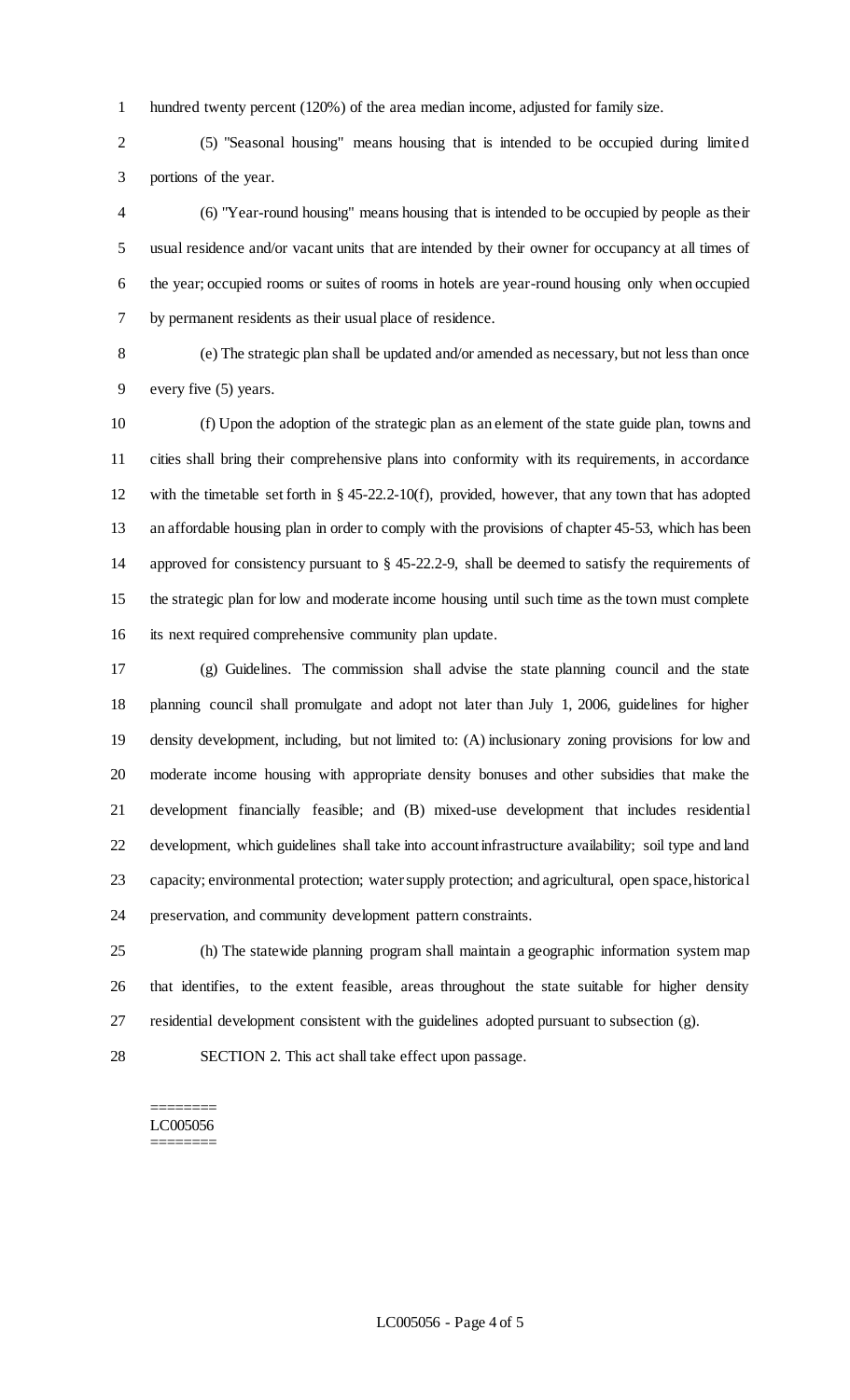hundred twenty percent (120%) of the area median income, adjusted for family size.

(5) "Seasonal housing" means housing that is intended to be occupied during limited portions of the year.

(6) "Year-round housing" means housing that is intended to be occupied by people as their usual residence and/or vacant units that are intended by their owner for occupancy at all times of the year; occupied rooms or suites of rooms in hotels are year-round housing only when occupied by permanent residents as their usual place of residence.

(e) The strategic plan shall be updated and/or amended as necessary, but not less than once every five (5) years.

(f) Upon the adoption of the strategic plan as an element of the state guide plan, towns and cities shall bring their comprehensive plans into conformity with its requirements, in accordance with the timetable set forth in § 45-22.2-10(f), provided, however, that any town that has adopted an affordable housing plan in order to comply with the provisions of chapter 45-53, which has been approved for consistency pursuant to § 45-22.2-9, shall be deemed to satisfy the requirements of the strategic plan for low and moderate income housing until such time as the town must complete its next required comprehensive community plan update.

(g) Guidelines. The commission shall advise the state planning council and the state planning council shall promulgate and adopt not later than July 1, 2006, guidelines for higher density development, including, but not limited to: (A) inclusionary zoning provisions for low and moderate income housing with appropriate density bonuses and other subsidies that make the development financially feasible; and (B) mixed-use development that includes residential development, which guidelines shall take into account infrastructure availability; soil type and land capacity; environmental protection; water supply protection; and agricultural, open space, historical preservation, and community development pattern constraints.

(h) The statewide planning program shall maintain a geographic information system map that identifies, to the extent feasible, areas throughout the state suitable for higher density residential development consistent with the guidelines adopted pursuant to subsection (g).

SECTION 2. This act shall take effect upon passage.

========
LC005056
========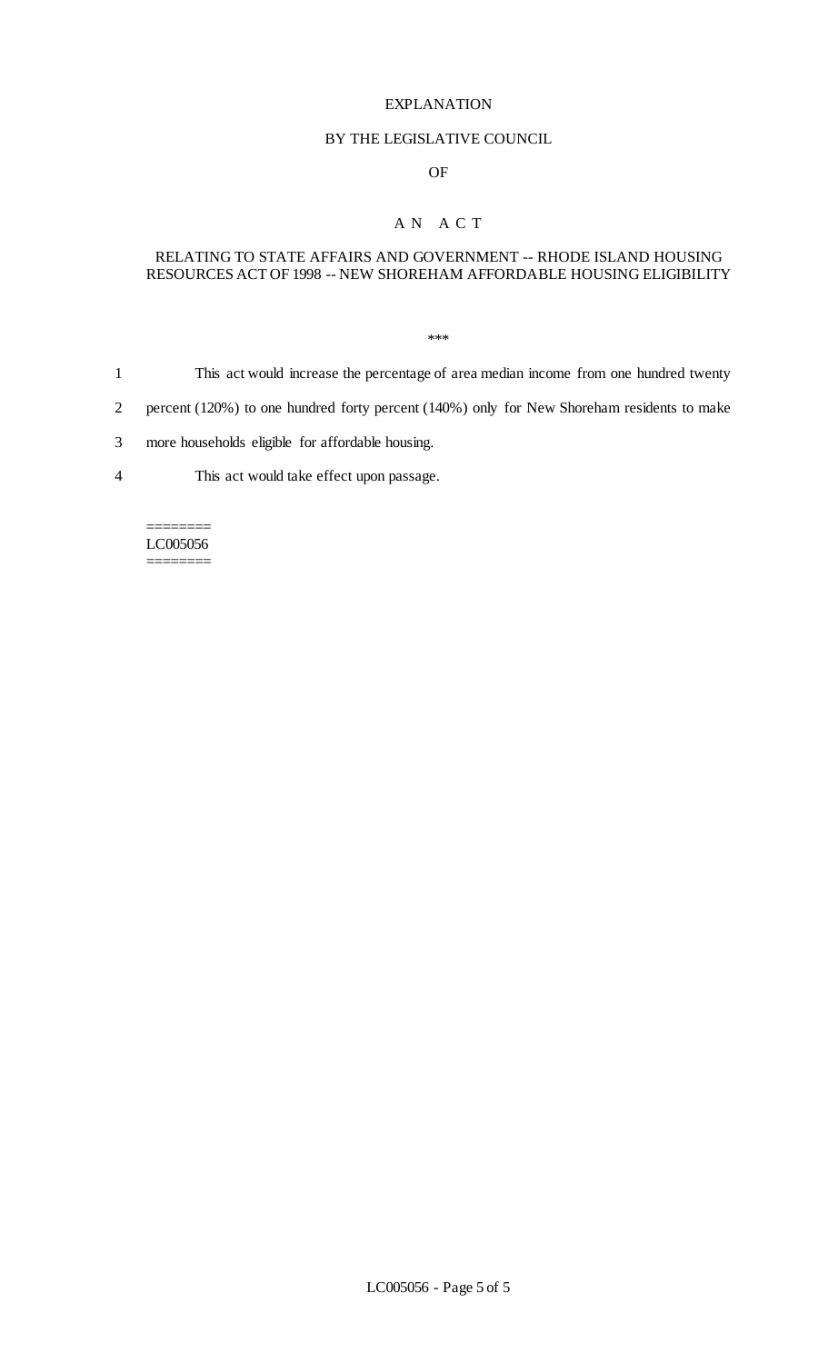EXPLANATION

BY THE LEGISLATIVE COUNCIL

OF

A N A C T

RELATING TO STATE AFFAIRS AND GOVERNMENT -- RHODE ISLAND HOUSING RESOURCES ACT OF 1998 -- NEW SHOREHAM AFFORDABLE HOUSING ELIGIBILITY

\*\*\*

1 This act would increase the percentage of area median income from one hundred twenty
2 percent (120%) to one hundred forty percent (140%) only for New Shoreham residents to make
3 more households eligible for affordable housing.
4 This act would take effect upon passage.

========
LC005056
========